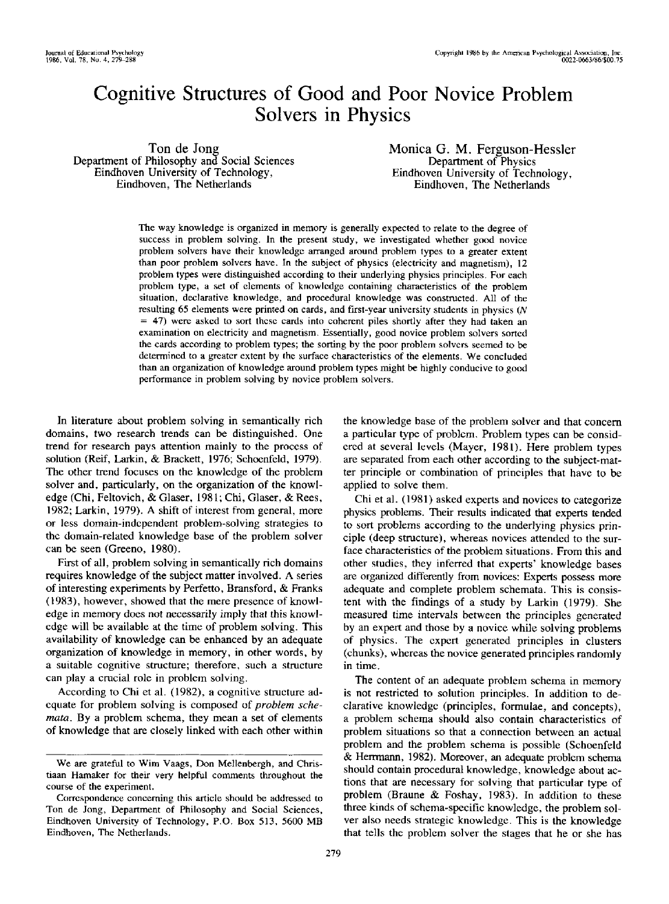# Cognitive Structures of Good and Poor Novice Problem Solvers in Physics

Ton de Jong
Department of Philosophy and Social Sciences
Eindhoven University of Technology,
Eindhoven, The Netherlands

Monica G. M. Ferguson-Hessler
Department of Physics
Eindhoven University of Technology,
Eindhoven, The Netherlands

The way knowledge is organized in memory is generally expected to relate to the degree of success in problem solving. In the present study, we investigated whether good novice problem solvers have their knowledge arranged around problem types to a greater extent than poor problem solvers have. In the subject of physics (electricity and magnetism), 12 problem types were distinguished according to their underlying physics principles. For each problem type, a set of elements of knowledge containing characteristics of the problem situation, declarative knowledge, and procedural knowledge was constructed. All of the resulting 65 elements were printed on cards, and first-year university students in physics ($N = 47$) were asked to sort these cards into coherent piles shortly after they had taken an examination on electricity and magnetism. Essentially, good novice problem solvers sorted the cards according to problem types; the sorting by the poor problem solvers seemed to be determined to a greater extent by the surface characteristics of the elements. We concluded than an organization of knowledge around problem types might be highly conducive to good performance in problem solving by novice problem solvers.

In literature about problem solving in semantically rich domains, two research trends can be distinguished. One trend for research pays attention mainly to the process of solution (Reif, Larkin, & Brackett, 1976; Schoenfeld, 1979). The other trend focuses on the knowledge of the problem solver and, particularly, on the organization of the knowledge (Chi, Feltovich, & Glaser, 1981; Chi, Glaser, & Rees, 1982; Larkin, 1979). A shift of interest from general, more or less domain-independent problem-solving strategies to the domain-related knowledge base of the problem solver can be seen (Greeno, 1980).

First of all, problem solving in semantically rich domains requires knowledge of the subject matter involved. A series of interesting experiments by Perfetto, Bransford, & Franks (1983), however, showed that the mere presence of knowledge in memory does not necessarily imply that this knowledge will be available at the time of problem solving. This availability of knowledge can be enhanced by an adequate organization of knowledge in memory, in other words, by a suitable cognitive structure; therefore, such a structure can play a crucial role in problem solving.

According to Chi et al. (1982), a cognitive structure adequate for problem solving is composed of *problem schemata*. By a problem schema, they mean a set of elements of knowledge that are closely linked with each other within the knowledge base of the problem solver and that concern a particular type of problem. Problem types can be considered at several levels (Mayer, 1981). Here problem types are separated from each other according to the subject-matter principle or combination of principles that have to be applied to solve them.

Chi et al. (1981) asked experts and novices to categorize physics problems. Their results indicated that experts tended to sort problems according to the underlying physics principle (deep structure), whereas novices attended to the surface characteristics of the problem situations. From this and other studies, they inferred that experts' knowledge bases are organized differently from novices: Experts possess more adequate and complete problem schemata. This is consistent with the findings of a study by Larkin (1979). She measured time intervals between the principles generated by an expert and those by a novice while solving problems of physics. The expert generated principles in clusters (chunks), whereas the novice generated principles randomly in time.

The content of an adequate problem schema in memory is not restricted to solution principles. In addition to declarative knowledge (principles, formulae, and concepts), a problem schema should also contain characteristics of problem situations so that a connection between an actual problem and the problem schema is possible (Schoenfeld & Herrmann, 1982). Moreover, an adequate problem schema should contain procedural knowledge, knowledge about actions that are necessary for solving that particular type of problem (Braune & Foshay, 1983). In addition to these three kinds of schema-specific knowledge, the problem solver also needs strategic knowledge. This is the knowledge that tells the problem solver the stages that he or she has

---

We are grateful to Wim Vaags, Don Mellenbergh, and Christiaan Hamaker for their very helpful comments throughout the course of the experiment.

Correspondence concerning this article should be addressed to Ton de Jong, Department of Philosophy and Social Sciences, Eindhoven University of Technology, P.O. Box 513, 5600 MB Eindhoven, The Netherlands.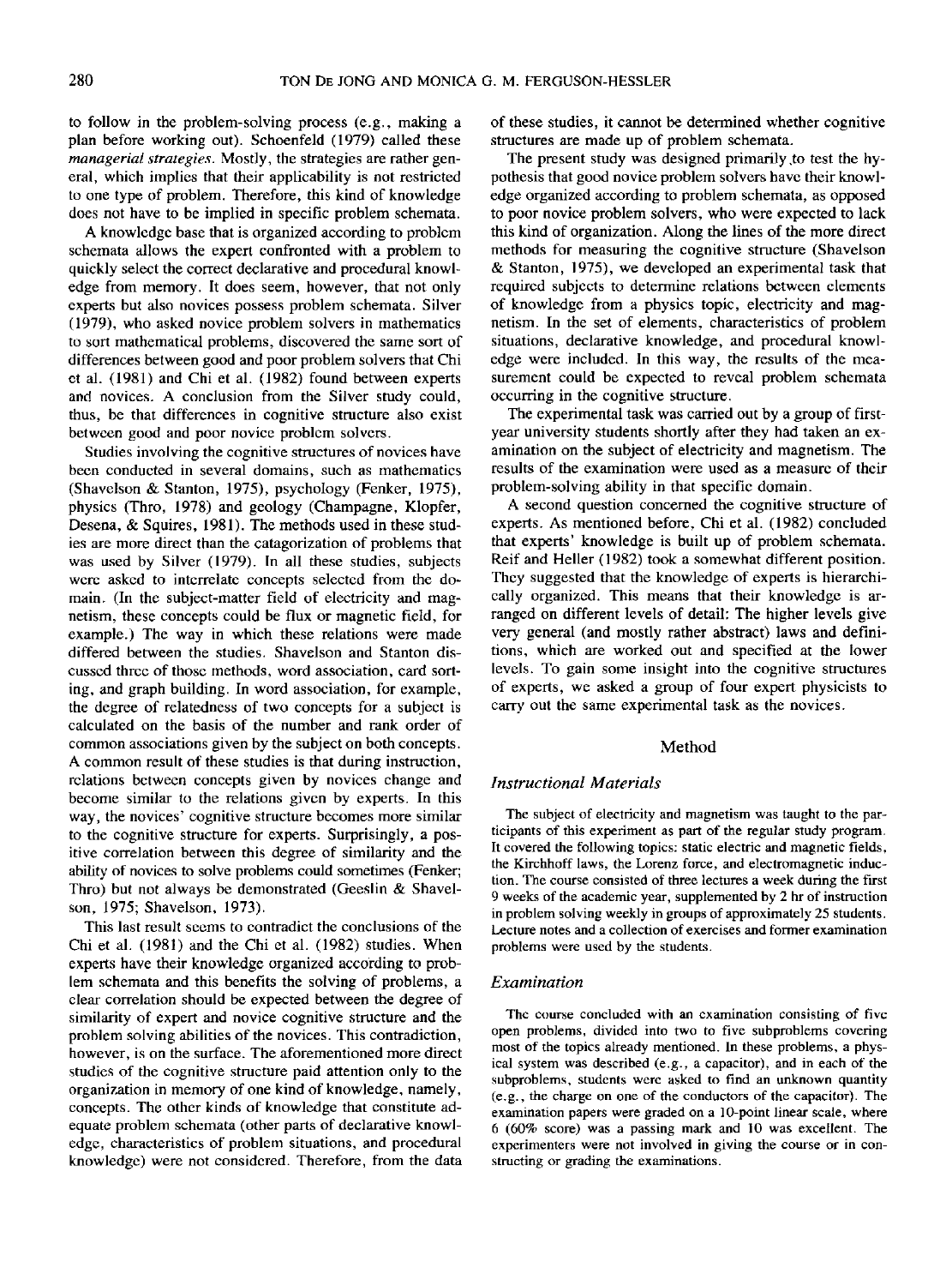to follow in the problem-solving process (e.g., making a plan before working out). Schoenfeld (1979) called these *managerial strategies*. Mostly, the strategies are rather general, which implies that their applicability is not restricted to one type of problem. Therefore, this kind of knowledge does not have to be implied in specific problem schemata.

A knowledge base that is organized according to problem schemata allows the expert confronted with a problem to quickly select the correct declarative and procedural knowledge from memory. It does seem, however, that not only experts but also novices possess problem schemata. Silver (1979), who asked novice problem solvers in mathematics to sort mathematical problems, discovered the same sort of differences between good and poor problem solvers that Chi et al. (1981) and Chi et al. (1982) found between experts and novices. A conclusion from the Silver study could, thus, be that differences in cognitive structure also exist between good and poor novice problem solvers.

Studies involving the cognitive structures of novices have been conducted in several domains, such as mathematics (Shavelson & Stanton, 1975), psychology (Fenker, 1975), physics (Thro, 1978) and geology (Champagne, Klopfer, Desena, & Squires, 1981). The methods used in these studies are more direct than the catagorization of problems that was used by Silver (1979). In all these studies, subjects were asked to interrelate concepts selected from the domain. (In the subject-matter field of electricity and magnetism, these concepts could be flux or magnetic field, for example.) The way in which these relations were made differed between the studies. Shavelson and Stanton discussed three of those methods, word association, card sorting, and graph building. In word association, for example, the degree of relatedness of two concepts for a subject is calculated on the basis of the number and rank order of common associations given by the subject on both concepts. A common result of these studies is that during instruction, relations between concepts given by novices change and become similar to the relations given by experts. In this way, the novices' cognitive structure becomes more similar to the cognitive structure for experts. Surprisingly, a positive correlation between this degree of similarity and the ability of novices to solve problems could sometimes (Fenker; Thro) but not always be demonstrated (Geeslin & Shavelson, 1975; Shavelson, 1973).

This last result seems to contradict the conclusions of the Chi et al. (1981) and the Chi et al. (1982) studies. When experts have their knowledge organized according to problem schemata and this benefits the solving of problems, a clear correlation should be expected between the degree of similarity of expert and novice cognitive structure and the problem solving abilities of the novices. This contradiction, however, is on the surface. The aforementioned more direct studies of the cognitive structure paid attention only to the organization in memory of one kind of knowledge, namely, concepts. The other kinds of knowledge that constitute adequate problem schemata (other parts of declarative knowledge, characteristics of problem situations, and procedural knowledge) were not considered. Therefore, from the data of these studies, it cannot be determined whether cognitive structures are made up of problem schemata.

The present study was designed primarily to test the hypothesis that good novice problem solvers have their knowledge organized according to problem schemata, as opposed to poor novice problem solvers, who were expected to lack this kind of organization. Along the lines of the more direct methods for measuring the cognitive structure (Shavelson & Stanton, 1975), we developed an experimental task that required subjects to determine relations between elements of knowledge from a physics topic, electricity and magnetism. In the set of elements, characteristics of problem situations, declarative knowledge, and procedural knowledge were included. In this way, the results of the measurement could be expected to reveal problem schemata occurring in the cognitive structure.

The experimental task was carried out by a group of first-year university students shortly after they had taken an examination on the subject of electricity and magnetism. The results of the examination were used as a measure of their problem-solving ability in that specific domain.

A second question concerned the cognitive structure of experts. As mentioned before, Chi et al. (1982) concluded that experts' knowledge is built up of problem schemata. Reif and Heller (1982) took a somewhat different position. They suggested that the knowledge of experts is hierarchically organized. This means that their knowledge is arranged on different levels of detail: The higher levels give very general (and mostly rather abstract) laws and definitions, which are worked out and specified at the lower levels. To gain some insight into the cognitive structures of experts, we asked a group of four expert physicists to carry out the same experimental task as the novices.

## Method

### *Instructional Materials*

The subject of electricity and magnetism was taught to the participants of this experiment as part of the regular study program. It covered the following topics: static electric and magnetic fields, the Kirchhoff laws, the Lorenz force, and electromagnetic induction. The course consisted of three lectures a week during the first 9 weeks of the academic year, supplemented by 2 hr of instruction in problem solving weekly in groups of approximately 25 students. Lecture notes and a collection of exercises and former examination problems were used by the students.

### *Examination*

The course concluded with an examination consisting of five open problems, divided into two to five subproblems covering most of the topics already mentioned. In these problems, a physical system was described (e.g., a capacitor), and in each of the subproblems, students were asked to find an unknown quantity (e.g., the charge on one of the conductors of the capacitor). The examination papers were graded on a 10-point linear scale, where 6 (60% score) was a passing mark and 10 was excellent. The experimenters were not involved in giving the course or in constructing or grading the examinations.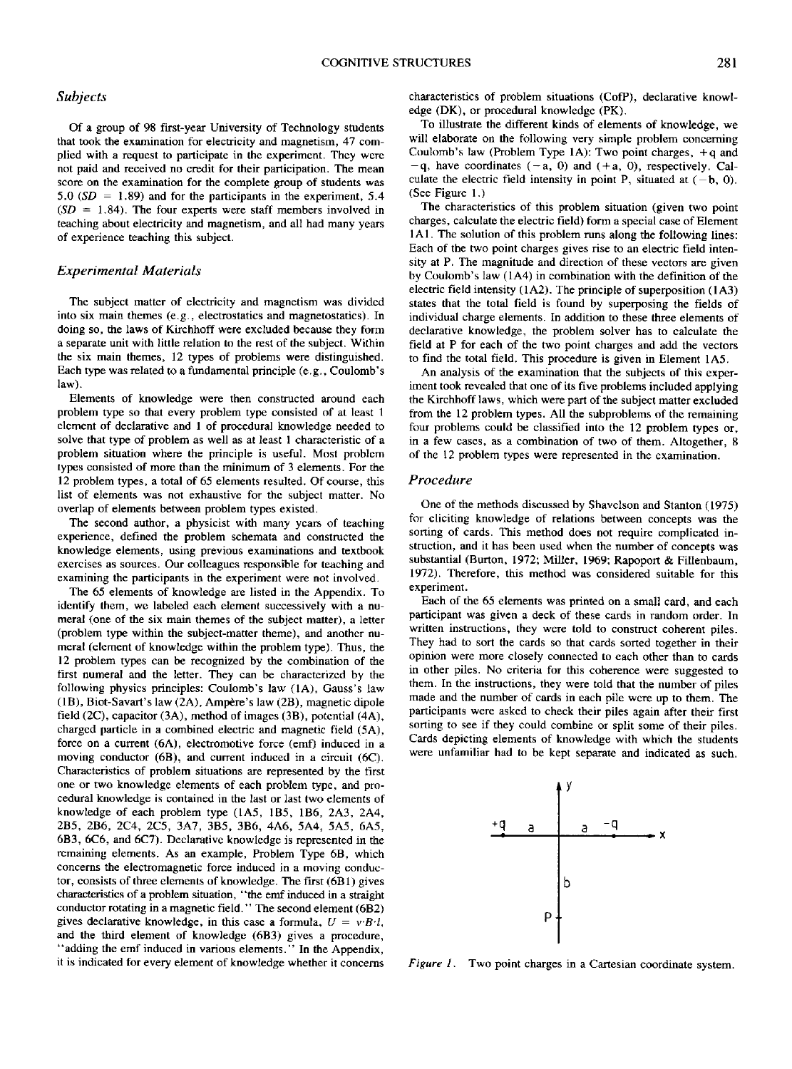### *Subjects*

Of a group of 98 first-year University of Technology students that took the examination for electricity and magnetism, 47 complied with a request to participate in the experiment. They were not paid and received no credit for their participation. The mean score on the examination for the complete group of students was 5.0 ($SD$ = 1.89) and for the participants in the experiment, 5.4 ($SD$ = 1.84). The four experts were staff members involved in teaching about electricity and magnetism, and all had many years of experience teaching this subject.

### *Experimental Materials*

The subject matter of electricity and magnetism was divided into six main themes (e.g., electrostatics and magnetostatics). In doing so, the laws of Kirchhoff were excluded because they form a separate unit with little relation to the rest of the subject. Within the six main themes, 12 types of problems were distinguished. Each type was related to a fundamental principle (e.g., Coulomb's law).

Elements of knowledge were then constructed around each problem type so that every problem type consisted of at least 1 element of declarative and 1 of procedural knowledge needed to solve that type of problem as well as at least 1 characteristic of a problem situation where the principle is useful. Most problem types consisted of more than the minimum of 3 elements. For the 12 problem types, a total of 65 elements resulted. Of course, this list of elements was not exhaustive for the subject matter. No overlap of elements between problem types existed.

The second author, a physicist with many years of teaching experience, defined the problem schemata and constructed the knowledge elements, using previous examinations and textbook exercises as sources. Our colleagues responsible for teaching and examining the participants in the experiment were not involved.

The 65 elements of knowledge are listed in the Appendix. To identify them, we labeled each element successively with a numeral (one of the six main themes of the subject matter), a letter (problem type within the subject-matter theme), and another numeral (element of knowledge within the problem type). Thus, the 12 problem types can be recognized by the combination of the first numeral and the letter. They can be characterized by the following physics principles: Coulomb's law (1A), Gauss's law (1B), Biot-Savart's law (2A), Ampère's law (2B), magnetic dipole field (2C), capacitor (3A), method of images (3B), potential (4A), charged particle in a combined electric and magnetic field (5A), force on a current (6A), electromotive force (emf) induced in a moving conductor (6B), and current induced in a circuit (6C). Characteristics of problem situations are represented by the first one or two knowledge elements of each problem type, and procedural knowledge is contained in the last or last two elements of knowledge of each problem type (1A5, 1B5, 1B6, 2A3, 2A4, 2B5, 2B6, 2C4, 2C5, 3A7, 3B5, 3B6, 4A6, 5A4, 5A5, 6A5, 6B3, 6C6, and 6C7). Declarative knowledge is represented in the remaining elements. As an example, Problem Type 6B, which concerns the electromagnetic force induced in a moving conductor, consists of three elements of knowledge. The first (6B1) gives characteristics of a problem situation, "the emf induced in a straight conductor rotating in a magnetic field." The second element (6B2) gives declarative knowledge, in this case a formula, $U = v{\cdot}B{\cdot}l$, and the third element of knowledge (6B3) gives a procedure, "adding the emf induced in various elements." In the Appendix, it is indicated for every element of knowledge whether it concerns characteristics of problem situations (CofP), declarative knowledge (DK), or procedural knowledge (PK).

To illustrate the different kinds of elements of knowledge, we will elaborate on the following very simple problem concerning Coulomb's law (Problem Type 1A): Two point charges, $+q$ and $-q$, have coordinates $(-a, 0)$ and $(+a, 0)$, respectively. Calculate the electric field intensity in point P, situated at $(-b, 0)$. (See Figure 1.)

The characteristics of this problem situation (given two point charges, calculate the electric field) form a special case of Element 1A1. The solution of this problem runs along the following lines: Each of the two point charges gives rise to an electric field intensity at P. The magnitude and direction of these vectors are given by Coulomb's law (1A4) in combination with the definition of the electric field intensity (1A2). The principle of superposition (1A3) states that the total field is found by superposing the fields of individual charge elements. In addition to these three elements of declarative knowledge, the problem solver has to calculate the field at P for each of the two point charges and add the vectors to find the total field. This procedure is given in Element 1A5.

An analysis of the examination that the subjects of this experiment took revealed that one of its five problems included applying the Kirchhoff laws, which were part of the subject matter excluded from the 12 problem types. All the subproblems of the remaining four problems could be classified into the 12 problem types or, in a few cases, as a combination of two of them. Altogether, 8 of the 12 problem types were represented in the examination.

### *Procedure*

One of the methods discussed by Shavelson and Stanton (1975) for eliciting knowledge of relations between concepts was the sorting of cards. This method does not require complicated instruction, and it has been used when the number of concepts was substantial (Burton, 1972; Miller, 1969; Rapoport & Fillenbaum, 1972). Therefore, this method was considered suitable for this experiment.

Each of the 65 elements was printed on a small card, and each participant was given a deck of these cards in random order. In written instructions, they were told to construct coherent piles. They had to sort the cards so that cards sorted together in their opinion were more closely connected to each other than to cards in other piles. No criteria for this coherence were suggested to them. In the instructions, they were told that the number of piles made and the number of cards in each pile were up to them. The participants were asked to check their piles again after their first sorting to see if they could combine or split some of their piles. Cards depicting elements of knowledge with which the students were unfamiliar had to be kept separate and indicated as such.

*Figure 1.* Two point charges in a Cartesian coordinate system.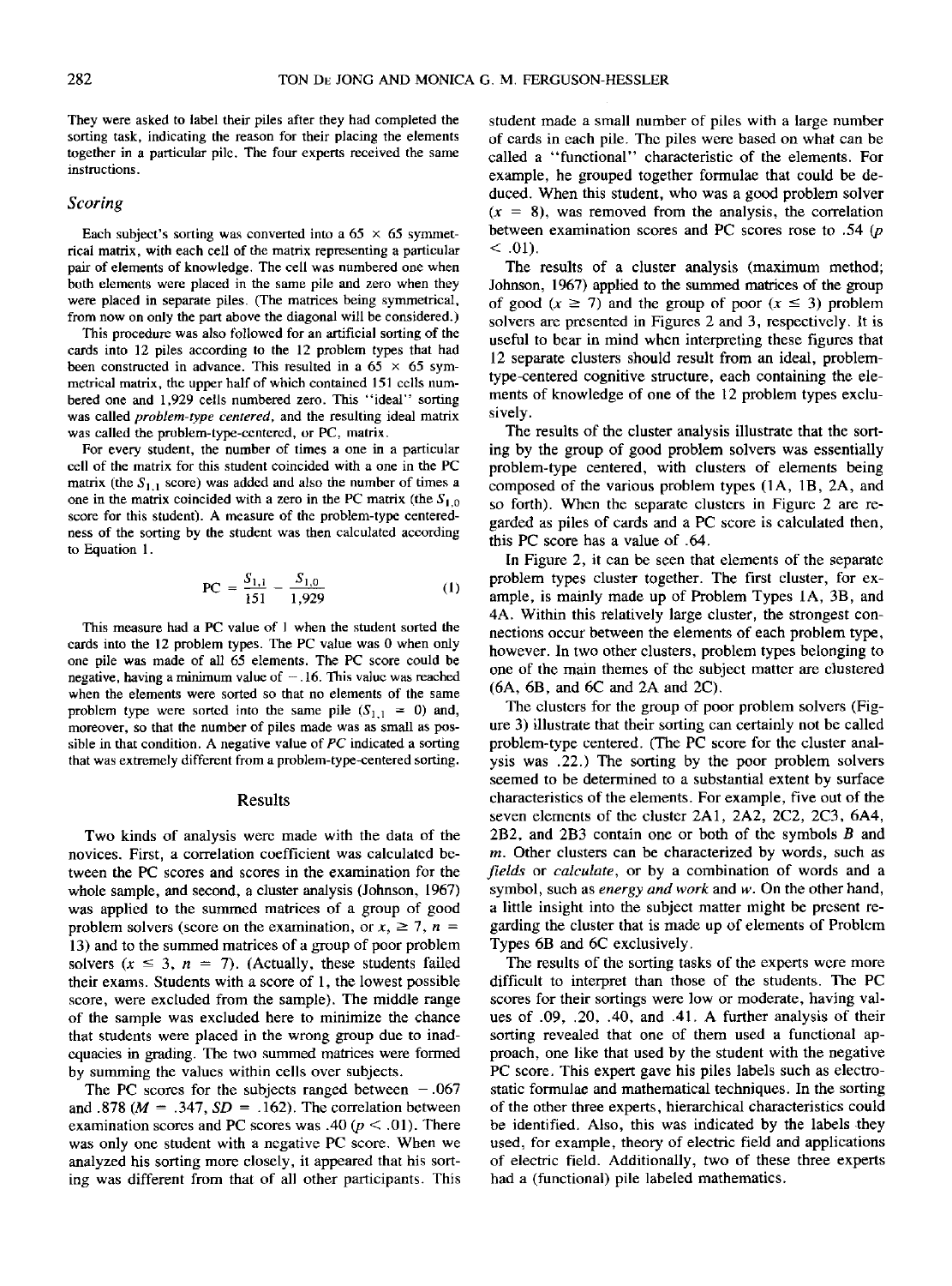They were asked to label their piles after they had completed the sorting task, indicating the reason for their placing the elements together in a particular pile. The four experts received the same instructions.

### *Scoring*

Each subject's sorting was converted into a 65 × 65 symmetrical matrix, with each cell of the matrix representing a particular pair of elements of knowledge. The cell was numbered one when both elements were placed in the same pile and zero when they were placed in separate piles. (The matrices being symmetrical, from now on only the part above the diagonal will be considered.)

This procedure was also followed for an artificial sorting of the cards into 12 piles according to the 12 problem types that had been constructed in advance. This resulted in a 65 × 65 symmetrical matrix, the upper half of which contained 151 cells numbered one and 1,929 cells numbered zero. This "ideal" sorting was called *problem-type centered*, and the resulting ideal matrix was called the problem-type-centered, or PC, matrix.

For every student, the number of times a one in a particular cell of the matrix for this student coincided with a one in the PC matrix (the $S_{1,1}$ score) was added and also the number of times a one in the matrix coincided with a zero in the PC matrix (the $S_{1,0}$ score for this student). A measure of the problem-type centeredness of the sorting by the student was then calculated according to Equation 1.

$$\mathrm{PC} = \frac{S_{1,1}}{151} - \frac{S_{1,0}}{1{,}929} \tag{1}$$

This measure had a PC value of 1 when the student sorted the cards into the 12 problem types. The PC value was 0 when only one pile was made of all 65 elements. The PC score could be negative, having a minimum value of −.16. This value was reached when the elements were sorted so that no elements of the same problem type were sorted into the same pile ($S_{1,1} = 0$) and, moreover, so that the number of piles made was as small as possible in that condition. A negative value of *PC* indicated a sorting that was extremely different from a problem-type-centered sorting.

## Results

Two kinds of analysis were made with the data of the novices. First, a correlation coefficient was calculated between the PC scores and scores in the examination for the whole sample, and second, a cluster analysis (Johnson, 1967) was applied to the summed matrices of a group of good problem solvers (score on the examination, or $x$, $\geq 7$, $n$ = 13) and to the summed matrices of a group of poor problem solvers ($x \leq 3$, $n = 7$). (Actually, these students failed their exams. Students with a score of 1, the lowest possible score, were excluded from the sample). The middle range of the sample was excluded here to minimize the chance that students were placed in the wrong group due to inadequacies in grading. The two summed matrices were formed by summing the values within cells over subjects.

The PC scores for the subjects ranged between −.067 and .878 ($M$ = .347, $SD$ = .162). The correlation between examination scores and PC scores was .40 ($p < .01$). There was only one student with a negative PC score. When we analyzed his sorting more closely, it appeared that his sorting was different from that of all other participants. This student made a small number of piles with a large number of cards in each pile. The piles were based on what can be called a "functional" characteristic of the elements. For example, he grouped together formulae that could be deduced. When this student, who was a good problem solver ($x$ = 8), was removed from the analysis, the correlation between examination scores and PC scores rose to .54 ($p$ < .01).

The results of a cluster analysis (maximum method; Johnson, 1967) applied to the summed matrices of the group of good ($x \geq 7$) and the group of poor ($x \leq 3$) problem solvers are presented in Figures 2 and 3, respectively. It is useful to bear in mind when interpreting these figures that 12 separate clusters should result from an ideal, problem-type-centered cognitive structure, each containing the elements of knowledge of one of the 12 problem types exclusively.

The results of the cluster analysis illustrate that the sorting by the group of good problem solvers was essentially problem-type centered, with clusters of elements being composed of the various problem types (1A, 1B, 2A, and so forth). When the separate clusters in Figure 2 are regarded as piles of cards and a PC score is calculated then, this PC score has a value of .64.

In Figure 2, it can be seen that elements of the separate problem types cluster together. The first cluster, for example, is mainly made up of Problem Types 1A, 3B, and 4A. Within this relatively large cluster, the strongest connections occur between the elements of each problem type, however. In two other clusters, problem types belonging to one of the main themes of the subject matter are clustered (6A, 6B, and 6C and 2A and 2C).

The clusters for the group of poor problem solvers (Figure 3) illustrate that their sorting can certainly not be called problem-type centered. (The PC score for the cluster analysis was .22.) The sorting by the poor problem solvers seemed to be determined to a substantial extent by surface characteristics of the elements. For example, five out of the seven elements of the cluster 2A1, 2A2, 2C2, 2C3, 6A4, 2B2, and 2B3 contain one or both of the symbols *B* and *m*. Other clusters can be characterized by words, such as *fields* or *calculate*, or by a combination of words and a symbol, such as *energy and work* and *w*. On the other hand, a little insight into the subject matter might be present regarding the cluster that is made up of elements of Problem Types 6B and 6C exclusively.

The results of the sorting tasks of the experts were more difficult to interpret than those of the students. The PC scores for their sortings were low or moderate, having values of .09, .20, .40, and .41. A further analysis of their sorting revealed that one of them used a functional approach, one like that used by the student with the negative PC score. This expert gave his piles labels such as electrostatic formulae and mathematical techniques. In the sorting of the other three experts, hierarchical characteristics could be identified. Also, this was indicated by the labels they used, for example, theory of electric field and applications of electric field. Additionally, two of these three experts had a (functional) pile labeled mathematics.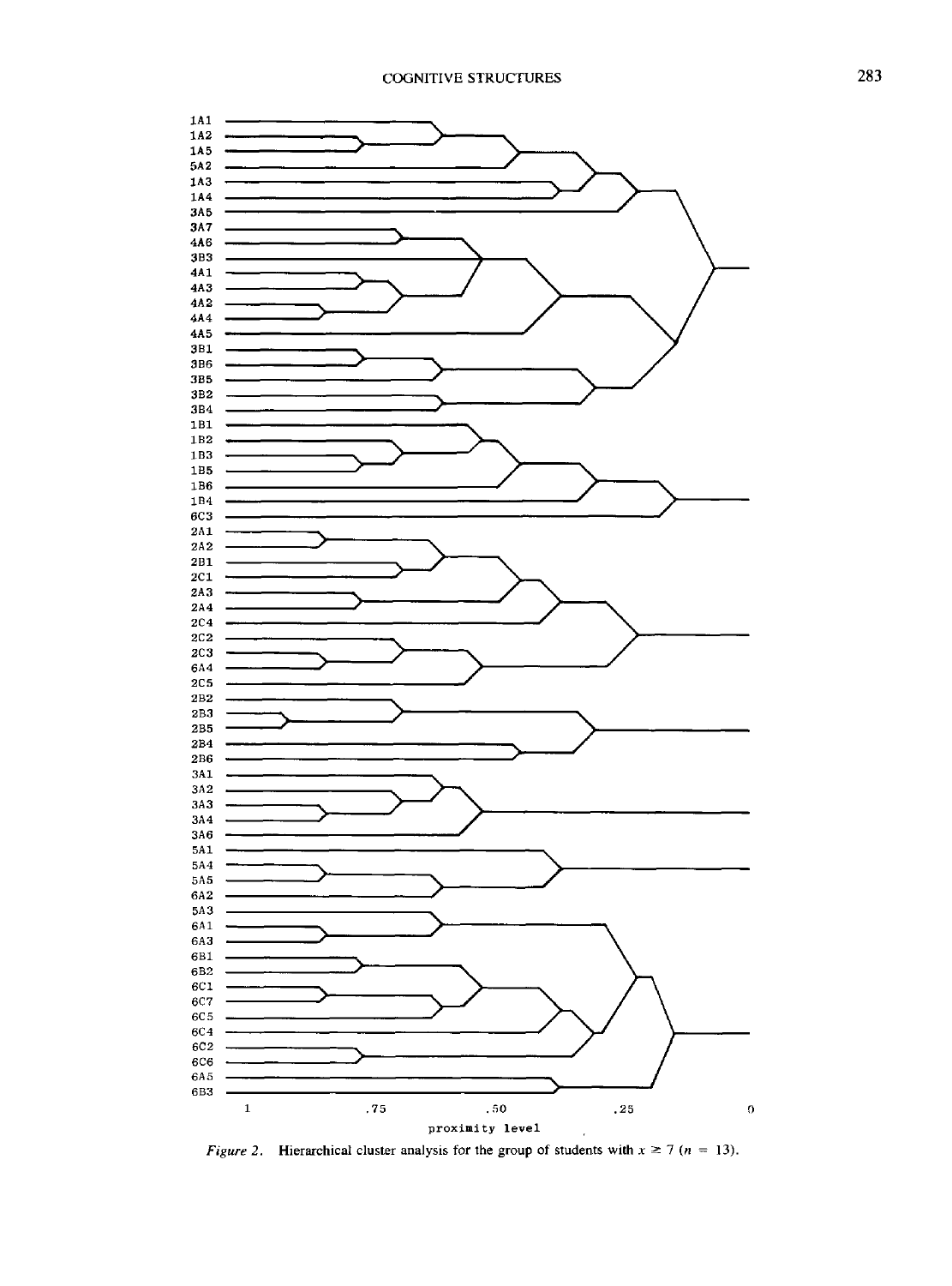*Figure 2.* Hierarchical cluster analysis for the group of students with $x \geq 7$ ($n = 13$).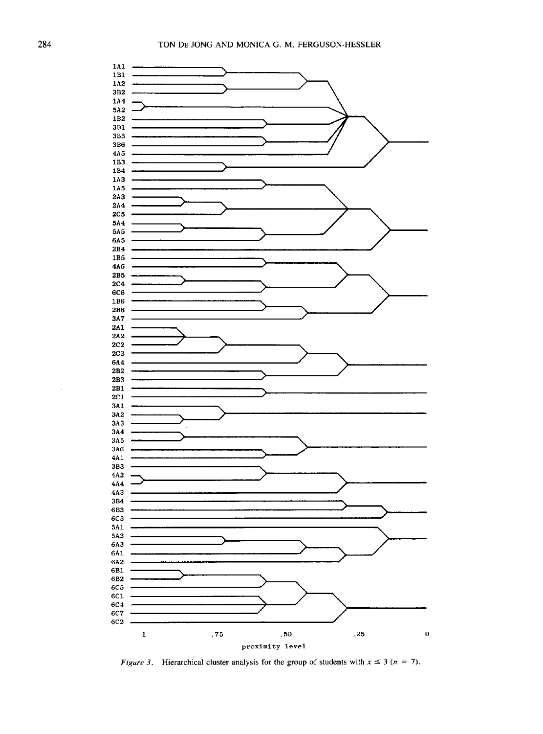*Figure 3.* Hierarchical cluster analysis for the group of students with $x \leq 3$ ($n = 7$).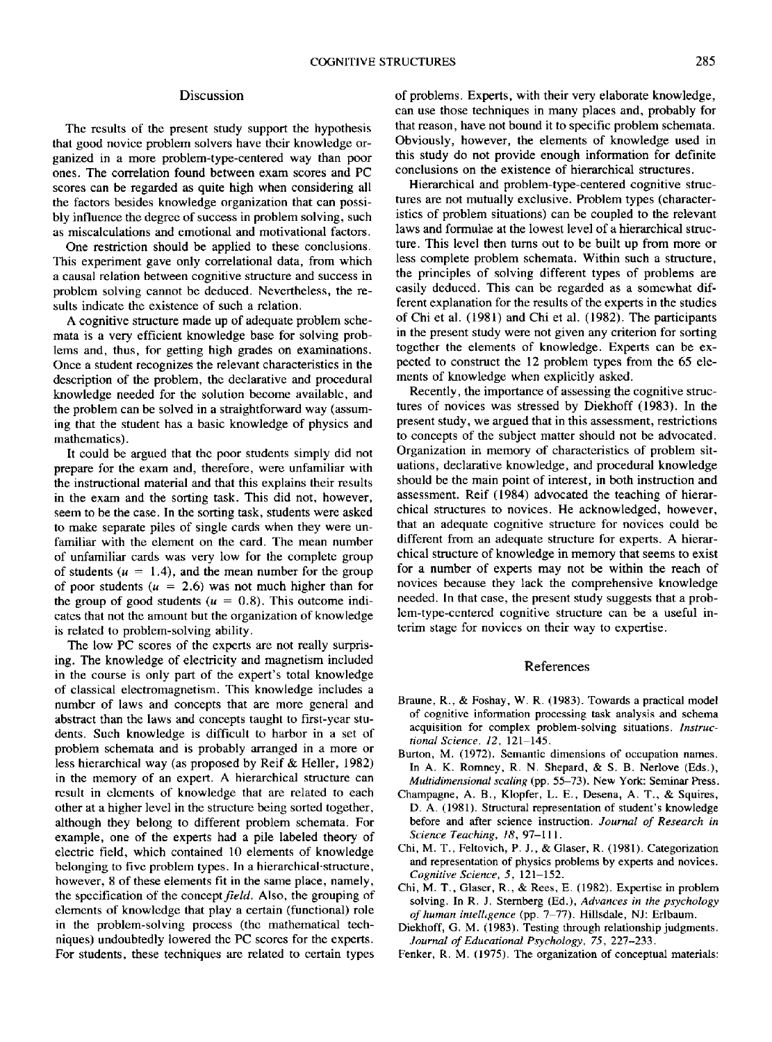## Discussion

The results of the present study support the hypothesis that good novice problem solvers have their knowledge organized in a more problem-type-centered way than poor ones. The correlation found between exam scores and PC scores can be regarded as quite high when considering all the factors besides knowledge organization that can possibly influence the degree of success in problem solving, such as miscalculations and emotional and motivational factors.

One restriction should be applied to these conclusions. This experiment gave only correlational data, from which a causal relation between cognitive structure and success in problem solving cannot be deduced. Nevertheless, the results indicate the existence of such a relation.

A cognitive structure made up of adequate problem schemata is a very efficient knowledge base for solving problems and, thus, for getting high grades on examinations. Once a student recognizes the relevant characteristics in the description of the problem, the declarative and procedural knowledge needed for the solution become available, and the problem can be solved in a straightforward way (assuming that the student has a basic knowledge of physics and mathematics).

It could be argued that the poor students simply did not prepare for the exam and, therefore, were unfamiliar with the instructional material and that this explains their results in the exam and the sorting task. This did not, however, seem to be the case. In the sorting task, students were asked to make separate piles of single cards when they were unfamiliar with the element on the card. The mean number of unfamiliar cards was very low for the complete group of students ($u = 1.4$), and the mean number for the group of poor students ($u = 2.6$) was not much higher than for the group of good students ($u = 0.8$). This outcome indicates that not the amount but the organization of knowledge is related to problem-solving ability.

The low PC scores of the experts are not really surprising. The knowledge of electricity and magnetism included in the course is only part of the expert's total knowledge of classical electromagnetism. This knowledge includes a number of laws and concepts that are more general and abstract than the laws and concepts taught to first-year students. Such knowledge is difficult to harbor in a set of problem schemata and is probably arranged in a more or less hierarchical way (as proposed by Reif & Heller, 1982) in the memory of an expert. A hierarchical structure can result in elements of knowledge that are related to each other at a higher level in the structure being sorted together, although they belong to different problem schemata. For example, one of the experts had a pile labeled theory of electric field, which contained 10 elements of knowledge belonging to five problem types. In a hierarchical-structure, however, 8 of these elements fit in the same place, namely, the specification of the concept *field*. Also, the grouping of elements of knowledge that play a certain (functional) role in the problem-solving process (the mathematical techniques) undoubtedly lowered the PC scores for the experts. For students, these techniques are related to certain types of problems. Experts, with their very elaborate knowledge, can use those techniques in many places and, probably for that reason, have not bound it to specific problem schemata. Obviously, however, the elements of knowledge used in this study do not provide enough information for definite conclusions on the existence of hierarchical structures.

Hierarchical and problem-type-centered cognitive structures are not mutually exclusive. Problem types (characteristics of problem situations) can be coupled to the relevant laws and formulae at the lowest level of a hierarchical structure. This level then turns out to be built up from more or less complete problem schemata. Within such a structure, the principles of solving different types of problems are easily deduced. This can be regarded as a somewhat different explanation for the results of the experts in the studies of Chi et al. (1981) and Chi et al. (1982). The participants in the present study were not given any criterion for sorting together the elements of knowledge. Experts can be expected to construct the 12 problem types from the 65 elements of knowledge when explicitly asked.

Recently, the importance of assessing the cognitive structures of novices was stressed by Diekhoff (1983). In the present study, we argued that in this assessment, restrictions to concepts of the subject matter should not be advocated. Organization in memory of characteristics of problem situations, declarative knowledge, and procedural knowledge should be the main point of interest, in both instruction and assessment. Reif (1984) advocated the teaching of hierarchical structures to novices. He acknowledged, however, that an adequate cognitive structure for novices could be different from an adequate structure for experts. A hierarchical structure of knowledge in memory that seems to exist for a number of experts may not be within the reach of novices because they lack the comprehensive knowledge needed. In that case, the present study suggests that a problem-type-centered cognitive structure can be a useful interim stage for novices on their way to expertise.

## References

Braune, R., & Foshay, W. R. (1983). Towards a practical model of cognitive information processing task analysis and schema acquisition for complex problem-solving situations. *Instructional Science, 12*, 121–145.

Burton, M. (1972). Semantic dimensions of occupation names. In A. K. Romney, R. N. Shepard, & S. B. Nerlove (Eds.), *Multidimensional scaling* (pp. 55–73). New York: Seminar Press.

Champagne, A. B., Klopfer, L. E., Desena, A. T., & Squires, D. A. (1981). Structural representation of student's knowledge before and after science instruction. *Journal of Research in Science Teaching, 18*, 97–111.

Chi, M. T., Feltovich, P. J., & Glaser, R. (1981). Categorization and representation of physics problems by experts and novices. *Cognitive Science, 5*, 121–152.

Chi, M. T., Glaser, R., & Rees, E. (1982). Expertise in problem solving. In R. J. Sternberg (Ed.), *Advances in the psychology of human intelligence* (pp. 7–77). Hillsdale, NJ: Erlbaum.

Diekhoff, G. M. (1983). Testing through relationship judgments. *Journal of Educational Psychology, 75*, 227–233.

Fenker, R. M. (1975). The organization of conceptual materials: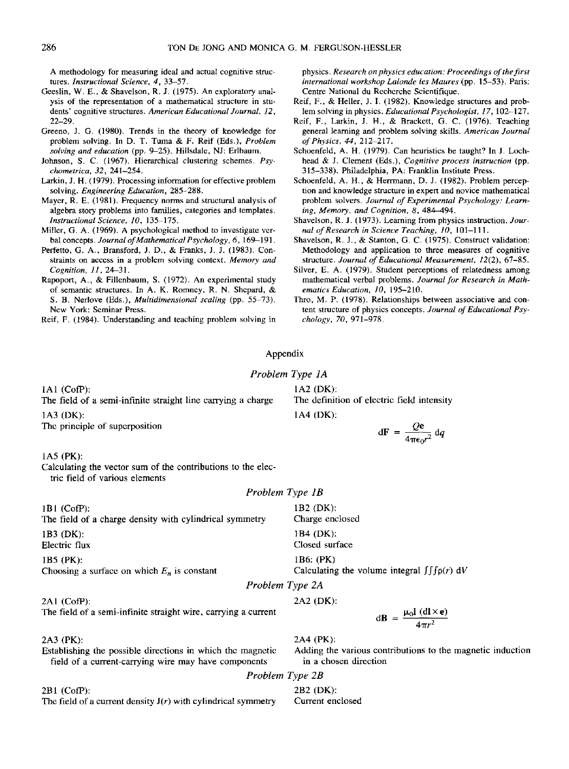A methodology for measuring ideal and actual cognitive structures. *Instructional Science, 4*, 33–57.

Geeslin, W. E., & Shavelson, R. J. (1975). An exploratory analysis of the representation of a mathematical structure in students' cognitive structures. *American Educational Journal, 12*, 22–29.

Greeno, J. G. (1980). Trends in the theory of knowledge for problem solving. In D. T. Tuma & F. Reif (Eds.), *Problem solving and education* (pp. 9–25). Hillsdale, NJ: Erlbaum.

Johnson, S. C. (1967). Hierarchical clustering schemes. *Psychometrica, 32*, 241–254.

Larkin, J. H. (1979). Processing information for effective problem solving. *Engineering Education*, 285–288.

Mayer, R. E. (1981). Frequency norms and structural analysis of algebra story problems into families, categories and templates. *Instructional Science, 10*, 135–175.

Miller, G. A. (1969). A psychological method to investigate verbal concepts. *Journal of Mathematical Psychology, 6*, 169–191.

Perfetto, G. A., Bransford, J. D., & Franks, J. J. (1983). Constraints on access in a problem solving context. *Memory and Cognition, 11*, 24–31.

Rapoport, A., & Fillenbaum, S. (1972). An experimental study of semantic structures. In A. K. Romney, R. N. Shepard, & S. B. Nerlove (Eds.), *Multidimensional scaling* (pp. 55–73). New York: Seminar Press.

Reif, F. (1984). Understanding and teaching problem solving in physics. *Research on physics education: Proceedings of the first international workshop Lalonde les Maures* (pp. 15–53). Paris: Centre National du Recherche Scientifique.

Reif, F., & Heller, J. I. (1982). Knowledge structures and problem solving in physics. *Educational Psychologist, 17*, 102–127.

Reif, F., Larkin, J. H., & Brackett, G. C. (1976). Teaching general learning and problem solving skills. *American Journal of Physics, 44*, 212–217.

Schoenfeld, A. H. (1979). Can heuristics be taught? In J. Lochhead & J. Clement (Eds.), *Cognitive process instruction* (pp. 315–338). Philadelphia, PA: Franklin Institute Press.

Schoenfeld, A. H., & Herrmann, D. J. (1982). Problem perception and knowledge structure in expert and novice mathematical problem solvers. *Journal of Experimental Psychology: Learning, Memory, and Cognition, 8*, 484–494.

Shavelson, R. J. (1973). Learning from physics instruction. *Journal of Research in Science Teaching, 10*, 101–111.

Shavelson, R. J., & Stanton, G. C. (1975). Construct validation: Methodology and application to three measures of cognitive structure. *Journal of Educational Measurement, 12*(2), 67–85.

Silver, E. A. (1979). Student perceptions of relatedness among mathematical verbal problems. *Journal for Research in Mathematics Education, 10*, 195–210.

Thro, M. P. (1978). Relationships between associative and content structure of physics concepts. *Journal of Educational Psychology, 70*, 971–978.

## Appendix

### *Problem Type 1A*

1A1 (CofP):
The field of a semi-infinite straight line carrying a charge

1A2 (DK):
The definition of electric field intensity

1A3 (DK):
The principle of superposition

1A4 (DK):

$$d\mathbf{F} = \frac{Q\mathbf{e}}{4\pi\epsilon_0 r^2}\, dq$$

1A5 (PK):
Calculating the vector sum of the contributions to the electric field of various elements

### *Problem Type 1B*

1B1 (CofP):
The field of a charge density with cylindrical symmetry

1B2 (DK):
Charge enclosed

1B3 (DK):
Electric flux

1B4 (DK):
Closed surface

1B5 (PK):
Choosing a surface on which $E_n$ is constant

1B6: (PK)
Calculating the volume integral $\iiint \rho(r)\, dV$

### *Problem Type 2A*

2A1 (CofP):
The field of a semi-infinite straight wire, carrying a current

2A2 (DK):

$$d\mathbf{B} = \frac{\mu_0 I\, (d\mathbf{l} \times \mathbf{e})}{4\pi r^2}$$

2A3 (PK):
Establishing the possible directions in which the magnetic field of a current-carrying wire may have components

2A4 (PK):
Adding the various contributions to the magnetic induction in a chosen direction

### *Problem Type 2B*

2B1 (CofP):
The field of a current density $\mathbf{J}(r)$ with cylindrical symmetry

2B2 (DK):
Current enclosed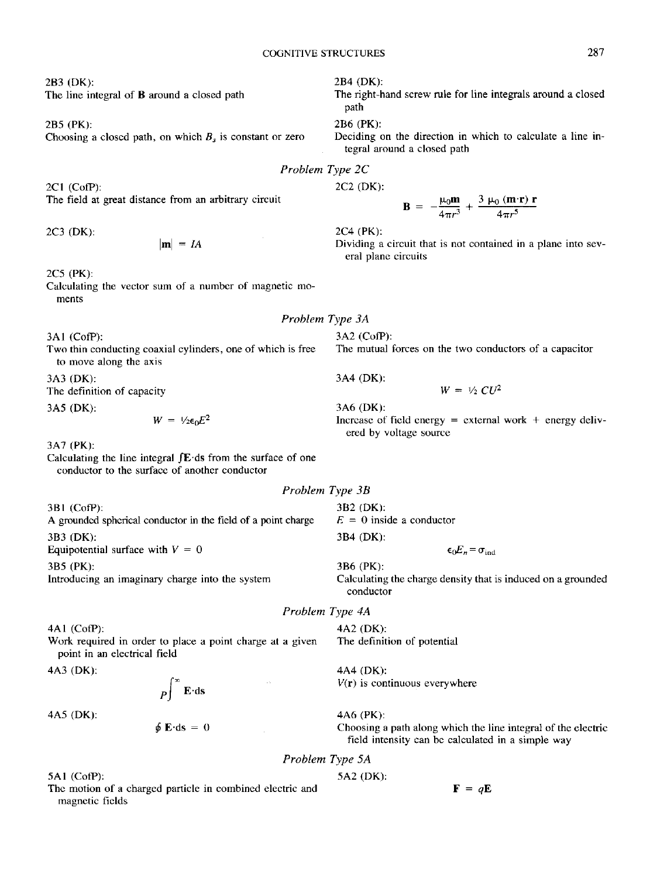2B3 (DK):
The line integral of **B** around a closed path

2B4 (DK):
The right-hand screw rule for line integrals around a closed path

2B5 (PK):
Choosing a closed path, on which $B_s$ is constant or zero

2B6 (PK):
Deciding on the direction in which to calculate a line integral around a closed path

### Problem Type 2C

2C1 (CofP):
The field at great distance from an arbitrary circuit

2C2 (DK):

$$\mathbf{B} = -\frac{\mu_0 \mathbf{m}}{4\pi r^3} + \frac{3\ \mu_0\ (\mathbf{m}\cdot\mathbf{r})\ \mathbf{r}}{4\pi r^5}$$

2C3 (DK):

$$|\mathbf{m}| = IA$$

2C4 (PK):
Dividing a circuit that is not contained in a plane into several plane circuits

2C5 (PK):
Calculating the vector sum of a number of magnetic moments

### Problem Type 3A

3A1 (CofP):
Two thin conducting coaxial cylinders, one of which is free to move along the axis

3A2 (CofP):
The mutual forces on the two conductors of a capacitor

3A3 (DK):
The definition of capacity

3A4 (DK):

$$W = \tfrac{1}{2}\,CU^2$$

3A5 (DK):

$$W = \tfrac{1}{2}\epsilon_0 E^2$$

3A6 (DK):
Increase of field energy = external work + energy delivered by voltage source

3A7 (PK):
Calculating the line integral $\int \mathbf{E}\cdot d\mathbf{s}$ from the surface of one conductor to the surface of another conductor

### Problem Type 3B

3B1 (CofP):
A grounded spherical conductor in the field of a point charge

3B2 (DK):
$E = 0$ inside a conductor

3B3 (DK):
Equipotential surface with $V = 0$

3B4 (DK):

$$\epsilon_0 E_n = \sigma_{\text{ind}}$$

3B5 (PK):
Introducing an imaginary charge into the system

3B6 (PK):
Calculating the charge density that is induced on a grounded conductor

### Problem Type 4A

4A1 (CofP):
Work required in order to place a point charge at a given point in an electrical field

4A2 (DK):
The definition of potential

4A3 (DK):

$$\int_{P}^{\infty} \mathbf{E}\cdot d\mathbf{s}$$

4A4 (DK):
$V(\mathbf{r})$ is continuous everywhere

4A5 (DK):

$$\oint \mathbf{E}\cdot d\mathbf{s} = 0$$

4A6 (PK):
Choosing a path along which the line integral of the electric field intensity can be calculated in a simple way

### Problem Type 5A

5A1 (CofP):
The motion of a charged particle in combined electric and magnetic fields

5A2 (DK):

$$\mathbf{F} = q\mathbf{E}$$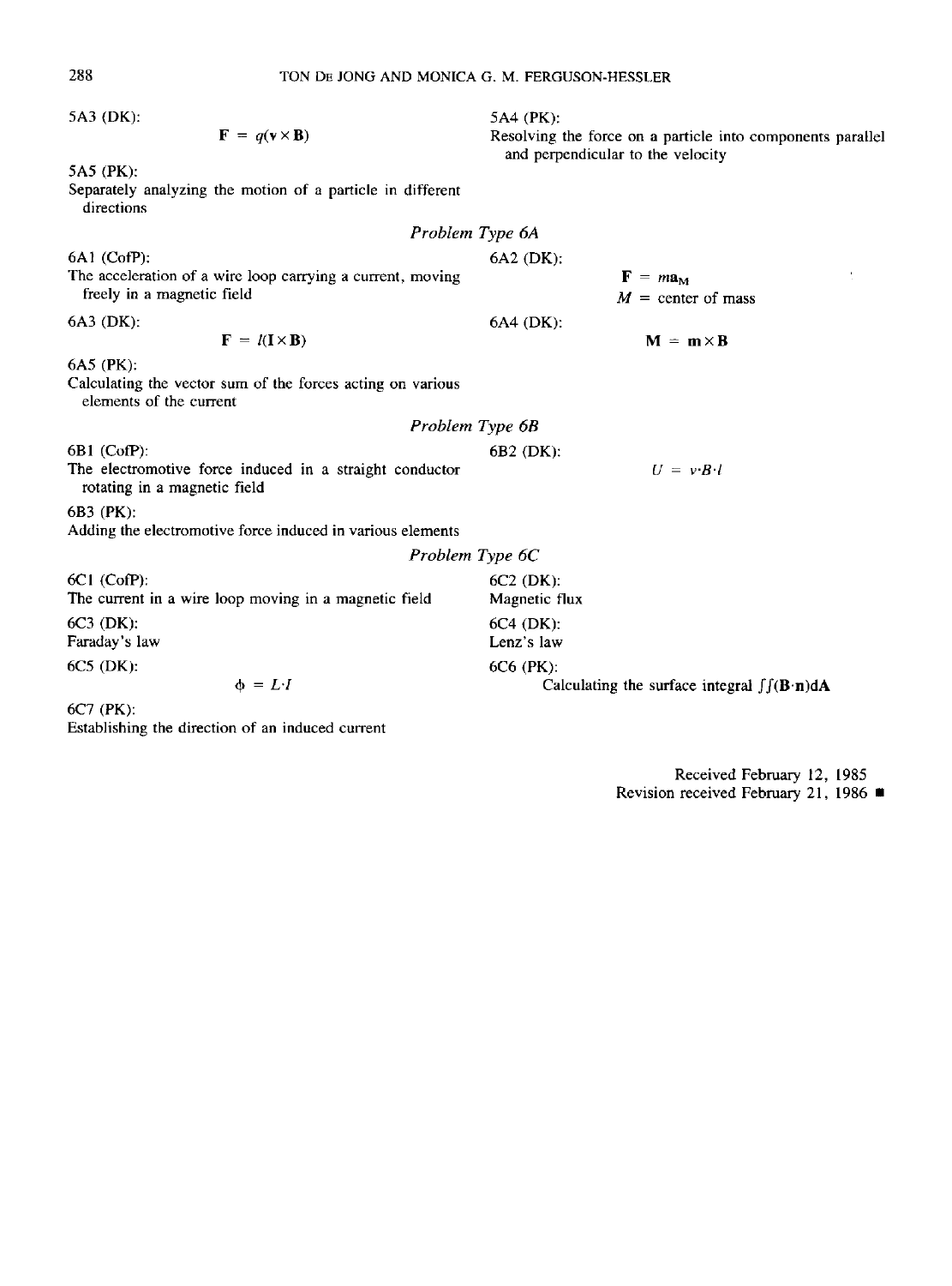5A3 (DK):

$$\mathbf{F} = q(\mathbf{v} \times \mathbf{B})$$

5A4 (PK):
Resolving the force on a particle into components parallel and perpendicular to the velocity

5A5 (PK):
Separately analyzing the motion of a particle in different directions

*Problem Type 6A*

6A1 (CofP):
The acceleration of a wire loop carrying a current, moving freely in a magnetic field

6A2 (DK):

$$\mathbf{F} = m\mathbf{a}_M$$
$$M = \text{center of mass}$$

6A3 (DK):

$$\mathbf{F} = l(\mathbf{I} \times \mathbf{B})$$

6A4 (DK):

$$\mathbf{M} = \mathbf{m} \times \mathbf{B}$$

6A5 (PK):
Calculating the vector sum of the forces acting on various elements of the current

*Problem Type 6B*

6B1 (CofP):
The electromotive force induced in a straight conductor rotating in a magnetic field

6B2 (DK):

$$U = v \cdot B \cdot l$$

6B3 (PK):
Adding the electromotive force induced in various elements

*Problem Type 6C*

6C1 (CofP):
The current in a wire loop moving in a magnetic field

6C2 (DK):
Magnetic flux

6C3 (DK):
Faraday's law

6C4 (DK):
Lenz's law

6C5 (DK):

$$\phi = L \cdot I$$

6C6 (PK):
Calculating the surface integral $\iint(\mathbf{B} \cdot \mathbf{n})d\mathbf{A}$

6C7 (PK):
Establishing the direction of an induced current

Received February 12, 1985
Revision received February 21, 1986 ■